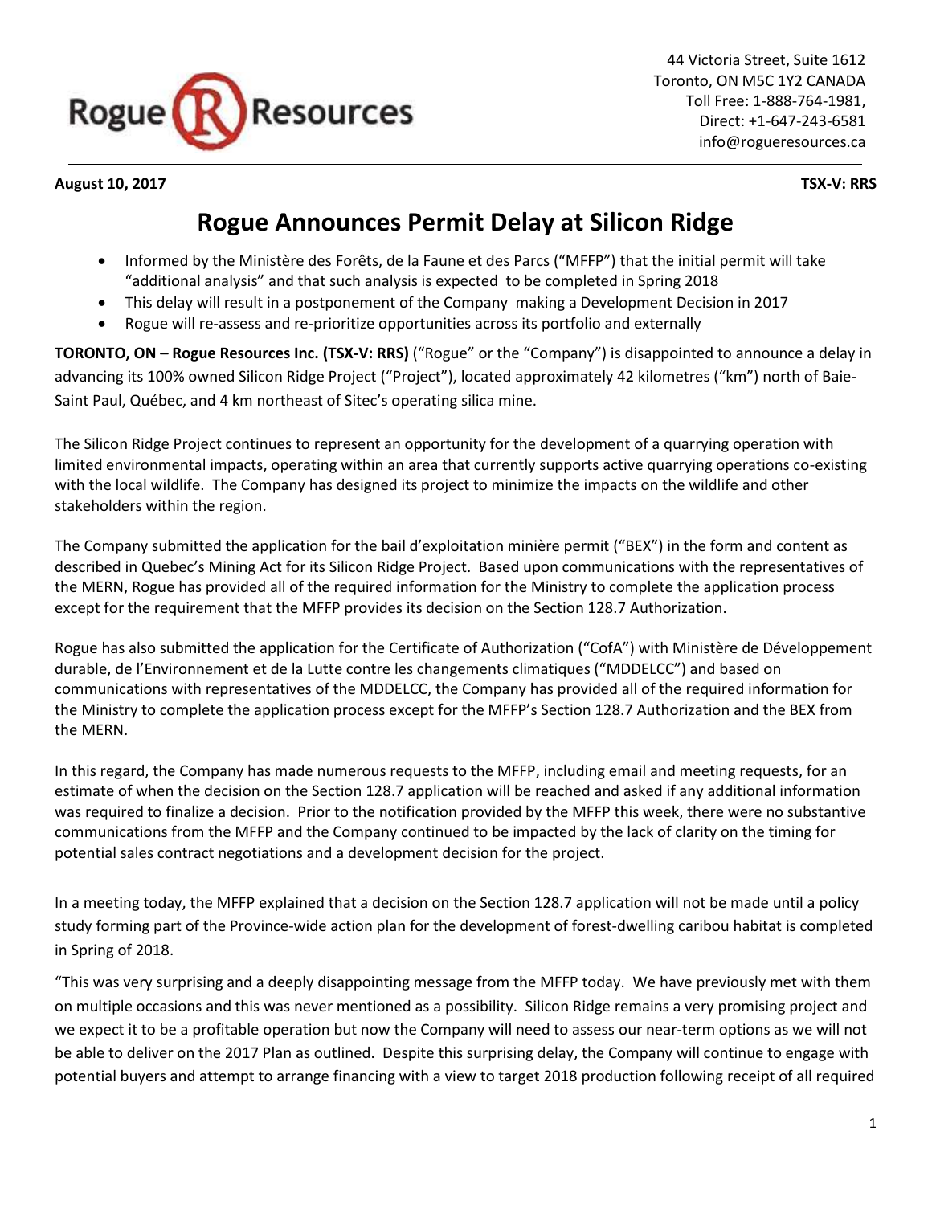44 Victoria Street, Suite 1612
Toronto, ON M5C 1Y2 CANADA
Toll Free: 1-888-764-1981,
Direct: +1-647-243-6581
info@rogueresources.ca

**August 10, 2017** **TSX-V: RRS**

# Rogue Announces Permit Delay at Silicon Ridge

- Informed by the Ministère des Forêts, de la Faune et des Parcs ("MFFP") that the initial permit will take "additional analysis" and that such analysis is expected to be completed in Spring 2018
- This delay will result in a postponement of the Company making a Development Decision in 2017
- Rogue will re-assess and re-prioritize opportunities across its portfolio and externally

**TORONTO, ON – Rogue Resources Inc. (TSX-V: RRS)** ("Rogue" or the "Company") is disappointed to announce a delay in advancing its 100% owned Silicon Ridge Project ("Project"), located approximately 42 kilometres ("km") north of Baie-Saint Paul, Québec, and 4 km northeast of Sitec's operating silica mine.

The Silicon Ridge Project continues to represent an opportunity for the development of a quarrying operation with limited environmental impacts, operating within an area that currently supports active quarrying operations co-existing with the local wildlife. The Company has designed its project to minimize the impacts on the wildlife and other stakeholders within the region.

The Company submitted the application for the bail d'exploitation minière permit ("BEX") in the form and content as described in Quebec's Mining Act for its Silicon Ridge Project. Based upon communications with the representatives of the MERN, Rogue has provided all of the required information for the Ministry to complete the application process except for the requirement that the MFFP provides its decision on the Section 128.7 Authorization.

Rogue has also submitted the application for the Certificate of Authorization ("CofA") with Ministère de Développement durable, de l'Environnement et de la Lutte contre les changements climatiques ("MDDELCC") and based on communications with representatives of the MDDELCC, the Company has provided all of the required information for the Ministry to complete the application process except for the MFFP's Section 128.7 Authorization and the BEX from the MERN.

In this regard, the Company has made numerous requests to the MFFP, including email and meeting requests, for an estimate of when the decision on the Section 128.7 application will be reached and asked if any additional information was required to finalize a decision. Prior to the notification provided by the MFFP this week, there were no substantive communications from the MFFP and the Company continued to be impacted by the lack of clarity on the timing for potential sales contract negotiations and a development decision for the project.

In a meeting today, the MFFP explained that a decision on the Section 128.7 application will not be made until a policy study forming part of the Province-wide action plan for the development of forest-dwelling caribou habitat is completed in Spring of 2018.

"This was very surprising and a deeply disappointing message from the MFFP today. We have previously met with them on multiple occasions and this was never mentioned as a possibility. Silicon Ridge remains a very promising project and we expect it to be a profitable operation but now the Company will need to assess our near-term options as we will not be able to deliver on the 2017 Plan as outlined. Despite this surprising delay, the Company will continue to engage with potential buyers and attempt to arrange financing with a view to target 2018 production following receipt of all required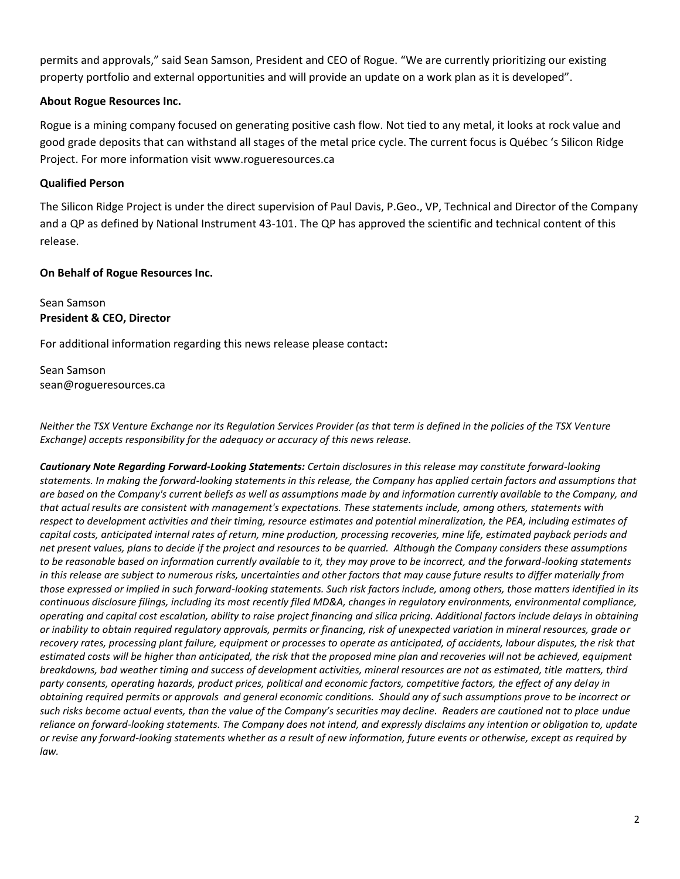permits and approvals," said Sean Samson, President and CEO of Rogue. "We are currently prioritizing our existing property portfolio and external opportunities and will provide an update on a work plan as it is developed".

**About Rogue Resources Inc.**

Rogue is a mining company focused on generating positive cash flow. Not tied to any metal, it looks at rock value and good grade deposits that can withstand all stages of the metal price cycle. The current focus is Québec 's Silicon Ridge Project. For more information visit www.rogueresources.ca

**Qualified Person**

The Silicon Ridge Project is under the direct supervision of Paul Davis, P.Geo., VP, Technical and Director of the Company and a QP as defined by National Instrument 43-101. The QP has approved the scientific and technical content of this release.

**On Behalf of Rogue Resources Inc.**

Sean Samson
**President & CEO, Director**

For additional information regarding this news release please contact**:**

Sean Samson
sean@rogueresources.ca

*Neither the TSX Venture Exchange nor its Regulation Services Provider (as that term is defined in the policies of the TSX Venture Exchange) accepts responsibility for the adequacy or accuracy of this news release.*

***Cautionary Note Regarding Forward-Looking Statements:*** *Certain disclosures in this release may constitute forward-looking statements. In making the forward-looking statements in this release, the Company has applied certain factors and assumptions that are based on the Company's current beliefs as well as assumptions made by and information currently available to the Company, and that actual results are consistent with management's expectations. These statements include, among others, statements with respect to development activities and their timing, resource estimates and potential mineralization, the PEA, including estimates of capital costs, anticipated internal rates of return, mine production, processing recoveries, mine life, estimated payback periods and net present values, plans to decide if the project and resources to be quarried. Although the Company considers these assumptions to be reasonable based on information currently available to it, they may prove to be incorrect, and the forward-looking statements in this release are subject to numerous risks, uncertainties and other factors that may cause future results to differ materially from those expressed or implied in such forward-looking statements. Such risk factors include, among others, those matters identified in its continuous disclosure filings, including its most recently filed MD&A, changes in regulatory environments, environmental compliance, operating and capital cost escalation, ability to raise project financing and silica pricing. Additional factors include delays in obtaining or inability to obtain required regulatory approvals, permits or financing, risk of unexpected variation in mineral resources, grade or recovery rates, processing plant failure, equipment or processes to operate as anticipated, of accidents, labour disputes, the risk that estimated costs will be higher than anticipated, the risk that the proposed mine plan and recoveries will not be achieved, equipment breakdowns, bad weather timing and success of development activities, mineral resources are not as estimated, title matters, third party consents, operating hazards, product prices, political and economic factors, competitive factors, the effect of any delay in obtaining required permits or approvals and general economic conditions. Should any of such assumptions prove to be incorrect or such risks become actual events, than the value of the Company's securities may decline. Readers are cautioned not to place undue reliance on forward-looking statements. The Company does not intend, and expressly disclaims any intention or obligation to, update or revise any forward-looking statements whether as a result of new information, future events or otherwise, except as required by law.*